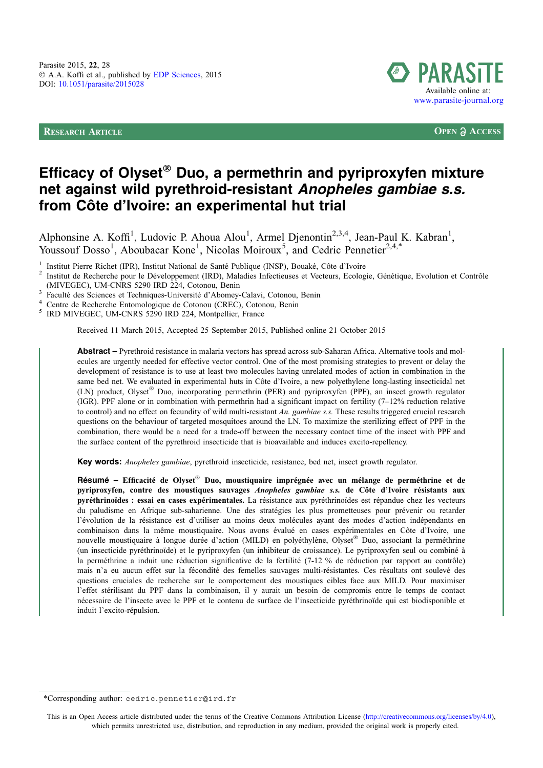Parasite 2015, 22, 28
© A.A. Koffi et al., published by EDP Sciences, 2015
DOI: 10.1051/parasite/2015028

Available online at:
www.parasite-journal.org

RESEARCH ARTICLE — OPEN ACCESS

# Efficacy of Olyset® Duo, a permethrin and pyriproxyfen mixture net against wild pyrethroid-resistant *Anopheles gambiae s.s.* from Côte d'Ivoire: an experimental hut trial

Alphonsine A. Koffi[1], Ludovic P. Ahoua Alou[1], Armel Djenontin[2,3,4], Jean-Paul K. Kabran[1], Youssouf Dosso[1], Aboubacar Kone[1], Nicolas Moiroux[5], and Cedric Pennetier[2,4,*]

[1] Institut Pierre Richet (IPR), Institut National de Santé Publique (INSP), Bouaké, Côte d'Ivoire
[2] Institut de Recherche pour le Développement (IRD), Maladies Infectieuses et Vecteurs, Ecologie, Génétique, Evolution et Contrôle (MIVEGEC), UM-CNRS 5290 IRD 224, Cotonou, Benin
[3] Faculté des Sciences et Techniques-Université d'Abomey-Calavi, Cotonou, Benin
[4] Centre de Recherche Entomologique de Cotonou (CREC), Cotonou, Benin
[5] IRD MIVEGEC, UM-CNRS 5290 IRD 224, Montpellier, France

Received 11 March 2015, Accepted 25 September 2015, Published online 21 October 2015

**Abstract** – Pyrethroid resistance in malaria vectors has spread across sub-Saharan Africa. Alternative tools and molecules are urgently needed for effective vector control. One of the most promising strategies to prevent or delay the development of resistance is to use at least two molecules having unrelated modes of action in combination in the same bed net. We evaluated in experimental huts in Côte d'Ivoire, a new polyethylene long-lasting insecticidal net (LN) product, Olyset® Duo, incorporating permethrin (PER) and pyriproxyfen (PPF), an insect growth regulator (IGR). PPF alone or in combination with permethrin had a significant impact on fertility (7–12% reduction relative to control) and no effect on fecundity of wild multi-resistant *An. gambiae s.s.* These results triggered crucial research questions on the behaviour of targeted mosquitoes around the LN. To maximize the sterilizing effect of PPF in the combination, there would be a need for a trade-off between the necessary contact time of the insect with PPF and the surface content of the pyrethroid insecticide that is bioavailable and induces excito-repellency.

**Key words:** *Anopheles gambiae*, pyrethroid insecticide, resistance, bed net, insect growth regulator.

**Résumé – Efficacité de Olyset® Duo, moustiquaire imprégnée avec un mélange de perméthrine et de pyriproxyfen, contre des moustiques sauvages *Anopheles gambiae s.s.* de Côte d'Ivoire résistants aux pyréthrinoïdes : essai en cases expérimentales.** La résistance aux pyréthrinoïdes est répandue chez les vecteurs du paludisme en Afrique sub-saharienne. Une des stratégies les plus prometteuses pour prévenir ou retarder l'évolution de la résistance est d'utiliser au moins deux molécules ayant des modes d'action indépendants en combinaison dans la même moustiquaire. Nous avons évalué en cases expérimentales en Côte d'Ivoire, une nouvelle moustiquaire à longue durée d'action (MILD) en polyéthylène, Olyset® Duo, associant la perméthrine (un insecticide pyréthrinoïde) et le pyriproxyfen (un inhibiteur de croissance). Le pyriproxyfen seul ou combiné à la perméthrine a induit une réduction significative de la fertilité (7-12 % de réduction par rapport au contrôle) mais n'a eu aucun effet sur la fécondité des femelles sauvages multi-résistantes. Ces résultats ont soulevé des questions cruciales de recherche sur le comportement des moustiques cibles face aux MILD. Pour maximiser l'effet stérilisant du PPF dans la combinaison, il y aurait un besoin de compromis entre le temps de contact nécessaire de l'insecte avec le PPF et le contenu de surface de l'insecticide pyréthrinoïde qui est biodisponible et induit l'excito-répulsion.

*Corresponding author: cedric.pennetier@ird.fr

This is an Open Access article distributed under the terms of the Creative Commons Attribution License (http://creativecommons.org/licenses/by/4.0), which permits unrestricted use, distribution, and reproduction in any medium, provided the original work is properly cited.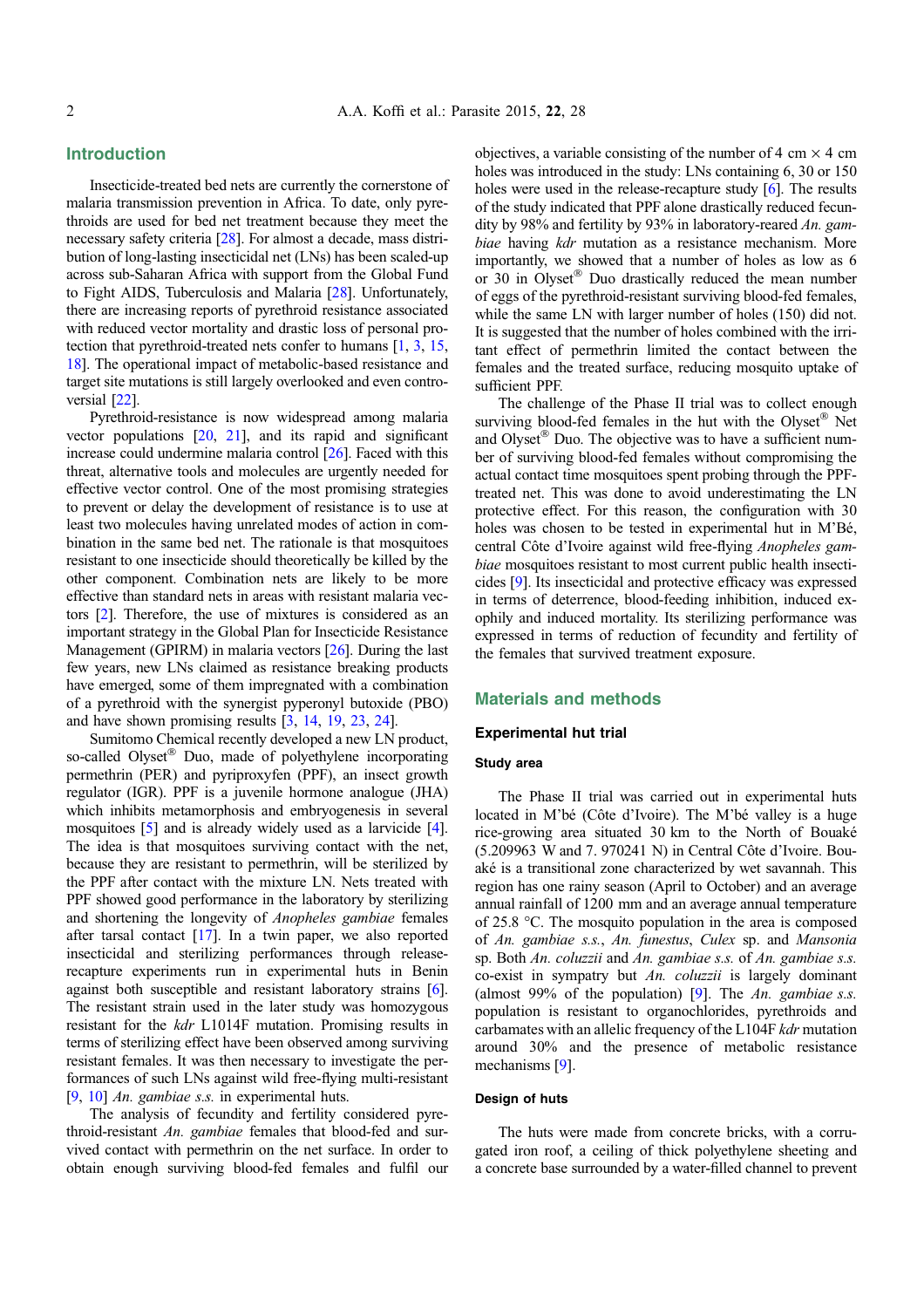## Introduction

Insecticide-treated bed nets are currently the cornerstone of malaria transmission prevention in Africa. To date, only pyrethroids are used for bed net treatment because they meet the necessary safety criteria [28]. For almost a decade, mass distribution of long-lasting insecticidal net (LNs) has been scaled-up across sub-Saharan Africa with support from the Global Fund to Fight AIDS, Tuberculosis and Malaria [28]. Unfortunately, there are increasing reports of pyrethroid resistance associated with reduced vector mortality and drastic loss of personal protection that pyrethroid-treated nets confer to humans [1, 3, 15, 18]. The operational impact of metabolic-based resistance and target site mutations is still largely overlooked and even controversial [22].

Pyrethroid-resistance is now widespread among malaria vector populations [20, 21], and its rapid and significant increase could undermine malaria control [26]. Faced with this threat, alternative tools and molecules are urgently needed for effective vector control. One of the most promising strategies to prevent or delay the development of resistance is to use at least two molecules having unrelated modes of action in combination in the same bed net. The rationale is that mosquitoes resistant to one insecticide should theoretically be killed by the other component. Combination nets are likely to be more effective than standard nets in areas with resistant malaria vectors [2]. Therefore, the use of mixtures is considered as an important strategy in the Global Plan for Insecticide Resistance Management (GPIRM) in malaria vectors [26]. During the last few years, new LNs claimed as resistance breaking products have emerged, some of them impregnated with a combination of a pyrethroid with the synergist pyperonyl butoxide (PBO) and have shown promising results [3, 14, 19, 23, 24].

Sumitomo Chemical recently developed a new LN product, so-called Olyset® Duo, made of polyethylene incorporating permethrin (PER) and pyriproxyfen (PPF), an insect growth regulator (IGR). PPF is a juvenile hormone analogue (JHA) which inhibits metamorphosis and embryogenesis in several mosquitoes [5] and is already widely used as a larvicide [4]. The idea is that mosquitoes surviving contact with the net, because they are resistant to permethrin, will be sterilized by the PPF after contact with the mixture LN. Nets treated with PPF showed good performance in the laboratory by sterilizing and shortening the longevity of *Anopheles gambiae* females after tarsal contact [17]. In a twin paper, we also reported insecticidal and sterilizing performances through release-recapture experiments run in experimental huts in Benin against both susceptible and resistant laboratory strains [6]. The resistant strain used in the later study was homozygous resistant for the *kdr* L1014F mutation. Promising results in terms of sterilizing effect have been observed among surviving resistant females. It was then necessary to investigate the performances of such LNs against wild free-flying multi-resistant [9, 10] *An. gambiae s.s.* in experimental huts.

The analysis of fecundity and fertility considered pyrethroid-resistant *An. gambiae* females that blood-fed and survived contact with permethrin on the net surface. In order to obtain enough surviving blood-fed females and fulfil our objectives, a variable consisting of the number of 4 cm × 4 cm holes was introduced in the study: LNs containing 6, 30 or 150 holes were used in the release-recapture study [6]. The results of the study indicated that PPF alone drastically reduced fecundity by 98% and fertility by 93% in laboratory-reared *An. gambiae* having *kdr* mutation as a resistance mechanism. More importantly, we showed that a number of holes as low as 6 or 30 in Olyset® Duo drastically reduced the mean number of eggs of the pyrethroid-resistant surviving blood-fed females, while the same LN with larger number of holes (150) did not. It is suggested that the number of holes combined with the irritant effect of permethrin limited the contact between the females and the treated surface, reducing mosquito uptake of sufficient PPF.

The challenge of the Phase II trial was to collect enough surviving blood-fed females in the hut with the Olyset® Net and Olyset® Duo. The objective was to have a sufficient number of surviving blood-fed females without compromising the actual contact time mosquitoes spent probing through the PPF-treated net. This was done to avoid underestimating the LN protective effect. For this reason, the configuration with 30 holes was chosen to be tested in experimental hut in M'Bé, central Côte d'Ivoire against wild free-flying *Anopheles gambiae* mosquitoes resistant to most current public health insecticides [9]. Its insecticidal and protective efficacy was expressed in terms of deterrence, blood-feeding inhibition, induced exophily and induced mortality. Its sterilizing performance was expressed in terms of reduction of fecundity and fertility of the females that survived treatment exposure.

## Materials and methods

### Experimental hut trial

#### Study area

The Phase II trial was carried out in experimental huts located in M'bé (Côte d'Ivoire). The M'bé valley is a huge rice-growing area situated 30 km to the North of Bouaké (5.209963 W and 7. 970241 N) in Central Côte d'Ivoire. Bouaké is a transitional zone characterized by wet savannah. This region has one rainy season (April to October) and an average annual rainfall of 1200 mm and an average annual temperature of 25.8 °C. The mosquito population in the area is composed of *An. gambiae s.s.*, *An. funestus*, *Culex* sp. and *Mansonia* sp. Both *An. coluzzii* and *An. gambiae s.s.* of *An. gambiae s.s.* co-exist in sympatry but *An. coluzzii* is largely dominant (almost 99% of the population) [9]. The *An. gambiae s.s.* population is resistant to organochlorides, pyrethroids and carbamates with an allelic frequency of the L104F *kdr* mutation around 30% and the presence of metabolic resistance mechanisms [9].

#### Design of huts

The huts were made from concrete bricks, with a corrugated iron roof, a ceiling of thick polyethylene sheeting and a concrete base surrounded by a water-filled channel to prevent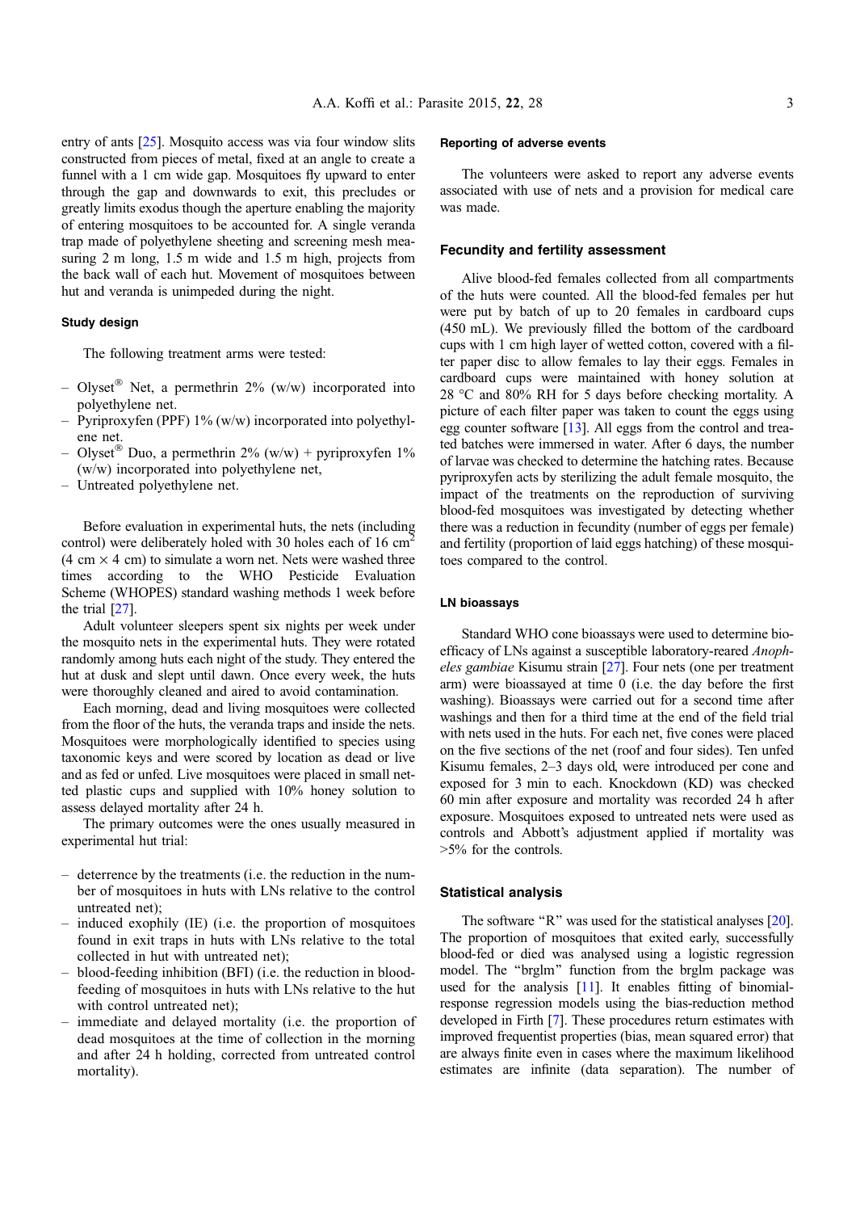entry of ants [25]. Mosquito access was via four window slits constructed from pieces of metal, fixed at an angle to create a funnel with a 1 cm wide gap. Mosquitoes fly upward to enter through the gap and downwards to exit, this precludes or greatly limits exodus though the aperture enabling the majority of entering mosquitoes to be accounted for. A single veranda trap made of polyethylene sheeting and screening mesh measuring 2 m long, 1.5 m wide and 1.5 m high, projects from the back wall of each hut. Movement of mosquitoes between hut and veranda is unimpeded during the night.

### Study design

The following treatment arms were tested:

- Olyset® Net, a permethrin 2% (w/w) incorporated into polyethylene net.
- Pyriproxyfen (PPF) 1% (w/w) incorporated into polyethylene net.
- Olyset® Duo, a permethrin 2% (w/w) + pyriproxyfen 1% (w/w) incorporated into polyethylene net,
- Untreated polyethylene net.

Before evaluation in experimental huts, the nets (including control) were deliberately holed with 30 holes each of 16 $cm^2$ (4 cm × 4 cm) to simulate a worn net. Nets were washed three times according to the WHO Pesticide Evaluation Scheme (WHOPES) standard washing methods 1 week before the trial [27].

Adult volunteer sleepers spent six nights per week under the mosquito nets in the experimental huts. They were rotated randomly among huts each night of the study. They entered the hut at dusk and slept until dawn. Once every week, the huts were thoroughly cleaned and aired to avoid contamination.

Each morning, dead and living mosquitoes were collected from the floor of the huts, the veranda traps and inside the nets. Mosquitoes were morphologically identified to species using taxonomic keys and were scored by location as dead or live and as fed or unfed. Live mosquitoes were placed in small netted plastic cups and supplied with 10% honey solution to assess delayed mortality after 24 h.

The primary outcomes were the ones usually measured in experimental hut trial:

- deterrence by the treatments (i.e. the reduction in the number of mosquitoes in huts with LNs relative to the control untreated net);
- induced exophily (IE) (i.e. the proportion of mosquitoes found in exit traps in huts with LNs relative to the total collected in hut with untreated net);
- blood-feeding inhibition (BFI) (i.e. the reduction in blood-feeding of mosquitoes in huts with LNs relative to the hut with control untreated net);
- immediate and delayed mortality (i.e. the proportion of dead mosquitoes at the time of collection in the morning and after 24 h holding, corrected from untreated control mortality).

### Reporting of adverse events

The volunteers were asked to report any adverse events associated with use of nets and a provision for medical care was made.

### Fecundity and fertility assessment

Alive blood-fed females collected from all compartments of the huts were counted. All the blood-fed females per hut were put by batch of up to 20 females in cardboard cups (450 mL). We previously filled the bottom of the cardboard cups with 1 cm high layer of wetted cotton, covered with a filter paper disc to allow females to lay their eggs. Females in cardboard cups were maintained with honey solution at 28 °C and 80% RH for 5 days before checking mortality. A picture of each filter paper was taken to count the eggs using egg counter software [13]. All eggs from the control and treated batches were immersed in water. After 6 days, the number of larvae was checked to determine the hatching rates. Because pyriproxyfen acts by sterilizing the adult female mosquito, the impact of the treatments on the reproduction of surviving blood-fed mosquitoes was investigated by detecting whether there was a reduction in fecundity (number of eggs per female) and fertility (proportion of laid eggs hatching) of these mosquitoes compared to the control.

### LN bioassays

Standard WHO cone bioassays were used to determine bioefficacy of LNs against a susceptible laboratory-reared *Anopheles gambiae* Kisumu strain [27]. Four nets (one per treatment arm) were bioassayed at time 0 (i.e. the day before the first washing). Bioassays were carried out for a second time after washings and then for a third time at the end of the field trial with nets used in the huts. For each net, five cones were placed on the five sections of the net (roof and four sides). Ten unfed Kisumu females, 2–3 days old, were introduced per cone and exposed for 3 min to each. Knockdown (KD) was checked 60 min after exposure and mortality was recorded 24 h after exposure. Mosquitoes exposed to untreated nets were used as controls and Abbott's adjustment applied if mortality was >5% for the controls.

### Statistical analysis

The software "R" was used for the statistical analyses [20]. The proportion of mosquitoes that exited early, successfully blood-fed or died was analysed using a logistic regression model. The "brglm" function from the brglm package was used for the analysis [11]. It enables fitting of binomial-response regression models using the bias-reduction method developed in Firth [7]. These procedures return estimates with improved frequentist properties (bias, mean squared error) that are always finite even in cases where the maximum likelihood estimates are infinite (data separation). The number of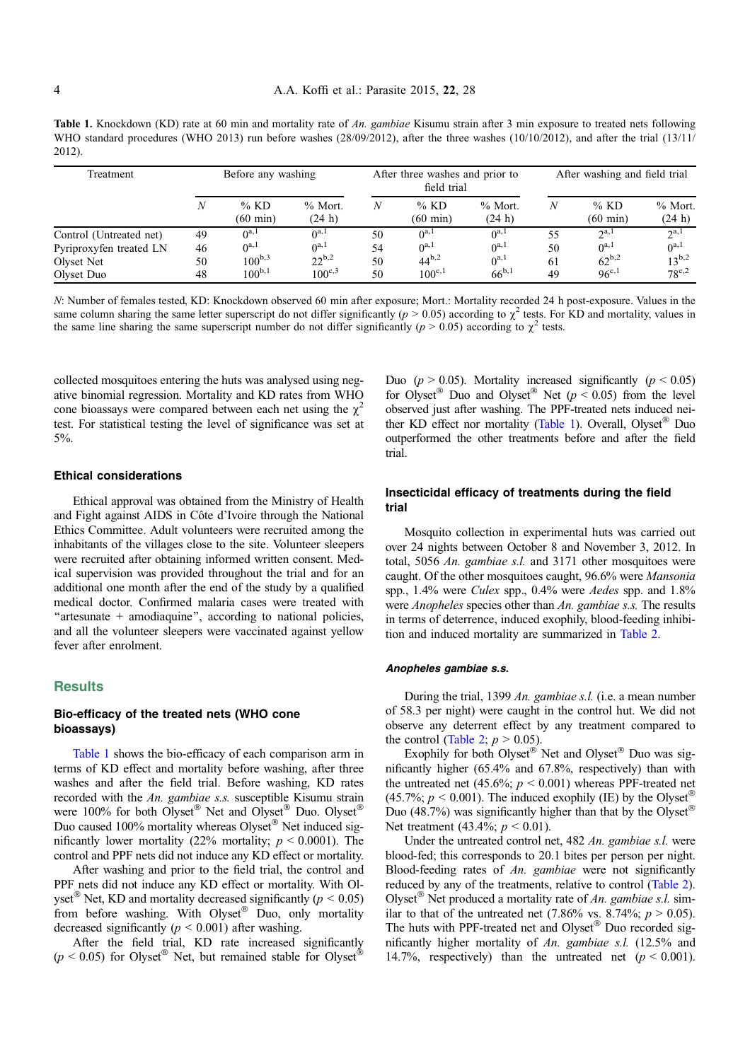**Table 1.** Knockdown (KD) rate at 60 min and mortality rate of *An. gambiae* Kisumu strain after 3 min exposure to treated nets following WHO standard procedures (WHO 2013) run before washes (28/09/2012), after the three washes (10/10/2012), and after the trial (13/11/2012).

| Treatment | Before any washing | | | After three washes and prior to field trial | | | After washing and field trial | | |
|---|---|---|---|---|---|---|---|---|---|
| | $N$ | % KD (60 min) | % Mort. (24 h) | $N$ | % KD (60 min) | % Mort. (24 h) | $N$ | % KD (60 min) | % Mort. (24 h) |
| Control (Untreated net) | 49 | $0^{a,1}$ | $0^{a,1}$ | 50 | $0^{a,1}$ | $0^{a,1}$ | 55 | $2^{a,1}$ | $2^{a,1}$ |
| Pyriproxyfen treated LN | 46 | $0^{a,1}$ | $0^{a,1}$ | 54 | $0^{a,1}$ | $0^{a,1}$ | 50 | $0^{a,1}$ | $0^{a,1}$ |
| Olyset Net | 50 | $100^{b,3}$ | $22^{b,2}$ | 50 | $44^{b,2}$ | $0^{a,1}$ | 61 | $62^{b,2}$ | $13^{b,2}$ |
| Olyset Duo | 48 | $100^{b,1}$ | $100^{c,3}$ | 50 | $100^{c,1}$ | $66^{b,1}$ | 49 | $96^{c,1}$ | $78^{c,2}$ |

*N*: Number of females tested, KD: Knockdown observed 60 min after exposure; Mort.: Mortality recorded 24 h post-exposure. Values in the same column sharing the same letter superscript do not differ significantly ($p > 0.05$) according to $\chi^2$ tests. For KD and mortality, values in the same line sharing the same superscript number do not differ significantly ($p > 0.05$) according to $\chi^2$ tests.

collected mosquitoes entering the huts was analysed using negative binomial regression. Mortality and KD rates from WHO cone bioassays were compared between each net using the $\chi^2$ test. For statistical testing the level of significance was set at 5%.

### Ethical considerations

Ethical approval was obtained from the Ministry of Health and Fight against AIDS in Côte d'Ivoire through the National Ethics Committee. Adult volunteers were recruited among the inhabitants of the villages close to the site. Volunteer sleepers were recruited after obtaining informed written consent. Medical supervision was provided throughout the trial and for an additional one month after the end of the study by a qualified medical doctor. Confirmed malaria cases were treated with "artesunate + amodiaquine", according to national policies, and all the volunteer sleepers were vaccinated against yellow fever after enrolment.

## Results

### Bio-efficacy of the treated nets (WHO cone bioassays)

Table 1 shows the bio-efficacy of each comparison arm in terms of KD effect and mortality before washing, after three washes and after the field trial. Before washing, KD rates recorded with the *An. gambiae s.s.* susceptible Kisumu strain were 100% for both Olyset® Net and Olyset® Duo. Olyset® Duo caused 100% mortality whereas Olyset® Net induced significantly lower mortality (22% mortality; $p < 0.0001$). The control and PPF nets did not induce any KD effect or mortality.

After washing and prior to the field trial, the control and PPF nets did not induce any KD effect or mortality. With Olyset® Net, KD and mortality decreased significantly ($p < 0.05$) from before washing. With Olyset® Duo, only mortality decreased significantly ($p < 0.001$) after washing.

After the field trial, KD rate increased significantly ($p < 0.05$) for Olyset® Net, but remained stable for Olyset® Duo ($p > 0.05$). Mortality increased significantly ($p < 0.05$) for Olyset® Duo and Olyset® Net ($p < 0.05$) from the level observed just after washing. The PPF-treated nets induced neither KD effect nor mortality (Table 1). Overall, Olyset® Duo outperformed the other treatments before and after the field trial.

### Insecticidal efficacy of treatments during the field trial

Mosquito collection in experimental huts was carried out over 24 nights between October 8 and November 3, 2012. In total, 5056 *An. gambiae s.l.* and 3171 other mosquitoes were caught. Of the other mosquitoes caught, 96.6% were *Mansonia* spp., 1.4% were *Culex* spp., 0.4% were *Aedes* spp. and 1.8% were *Anopheles* species other than *An. gambiae s.s.* The results in terms of deterrence, induced exophily, blood-feeding inhibition and induced mortality are summarized in Table 2.

#### *Anopheles gambiae s.s.*

During the trial, 1399 *An. gambiae s.l.* (i.e. a mean number of 58.3 per night) were caught in the control hut. We did not observe any deterrent effect by any treatment compared to the control (Table 2; $p > 0.05$).

Exophily for both Olyset® Net and Olyset® Duo was significantly higher (65.4% and 67.8%, respectively) than with the untreated net (45.6%; $p < 0.001$) whereas PPF-treated net (45.7%; $p < 0.001$). The induced exophily (IE) by the Olyset® Duo (48.7%) was significantly higher than that by the Olyset® Net treatment (43.4%; $p < 0.01$).

Under the untreated control net, 482 *An. gambiae s.l.* were blood-fed; this corresponds to 20.1 bites per person per night. Blood-feeding rates of *An. gambiae* were not significantly reduced by any of the treatments, relative to control (Table 2). Olyset® Net produced a mortality rate of *An. gambiae s.l.* similar to that of the untreated net (7.86% vs. 8.74%; $p > 0.05$). The huts with PPF-treated net and Olyset® Duo recorded significantly higher mortality of *An. gambiae s.l.* (12.5% and 14.7%, respectively) than the untreated net ($p < 0.001$).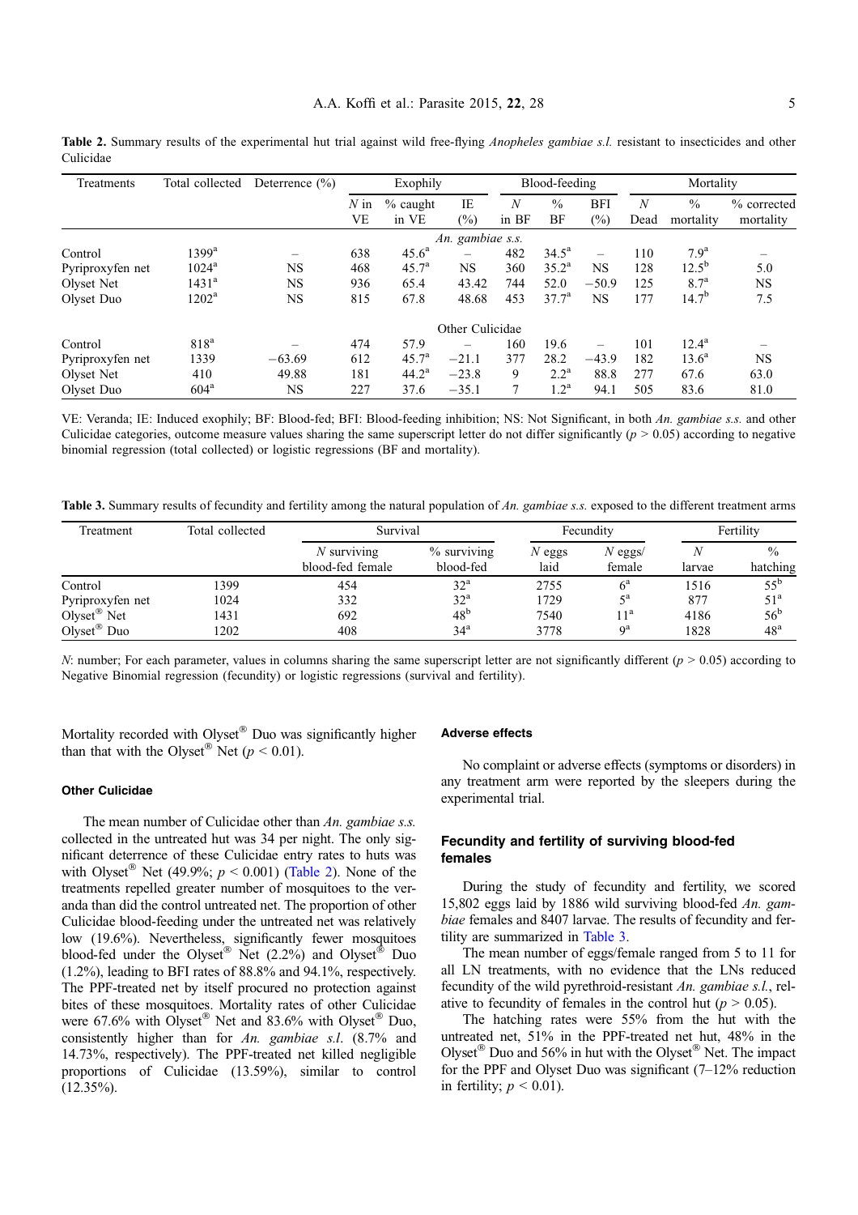**Table 2.** Summary results of the experimental hut trial against wild free-flying *Anopheles gambiae s.l.* resistant to insecticides and other Culicidae

| Treatments | Total collected | Deterrence (%) | Exophily | | | Blood-feeding | | | Mortality | | |
|---|---|---|---|---|---|---|---|---|---|---|---|
| | | | *N* in VE | % caught in VE | IE (%) | *N* in BF | % BF | BFI (%) | *N* Dead | % mortality | % corrected mortality |
| | | | | | *An. gambiae s.s.* | | | | | | |
| Control | 1399[a] | – | 638 | 45.6[a] | – | 482 | 34.5[a] | – | 110 | 7.9[a] | – |
| Pyriproxyfen net | 1024[a] | NS | 468 | 45.7[a] | NS | 360 | 35.2[a] | NS | 128 | 12.5[b] | 5.0 |
| Olyset Net | 1431[a] | NS | 936 | 65.4 | 43.42 | 744 | 52.0 | −50.9 | 125 | 8.7[a] | NS |
| Olyset Duo | 1202[a] | NS | 815 | 67.8 | 48.68 | 453 | 37.7[a] | NS | 177 | 14.7[b] | 7.5 |
| | | | | | Other Culicidae | | | | | | |
| Control | 818[a] | – | 474 | 57.9 | – | 160 | 19.6 | – | 101 | 12.4[a] | – |
| Pyriproxyfen net | 1339 | −63.69 | 612 | 45.7[a] | −21.1 | 377 | 28.2 | −43.9 | 182 | 13.6[a] | NS |
| Olyset Net | 410 | 49.88 | 181 | 44.2[a] | −23.8 | 9 | 2.2[a] | 88.8 | 277 | 67.6 | 63.0 |
| Olyset Duo | 604[a] | NS | 227 | 37.6 | −35.1 | 7 | 1.2[a] | 94.1 | 505 | 83.6 | 81.0 |

VE: Veranda; IE: Induced exophily; BF: Blood-fed; BFI: Blood-feeding inhibition; NS: Not Significant, in both *An. gambiae s.s.* and other Culicidae categories, outcome measure values sharing the same superscript letter do not differ significantly ($p > 0.05$) according to negative binomial regression (total collected) or logistic regressions (BF and mortality).

**Table 3.** Summary results of fecundity and fertility among the natural population of *An. gambiae s.s.* exposed to the different treatment arms

| Treatment | Total collected | Survival | | Fecundity | | Fertility | |
|---|---|---|---|---|---|---|---|
| | | *N* surviving blood-fed female | % surviving blood-fed | *N* eggs laid | *N* eggs/ female | *N* larvae | % hatching |
| Control | 1399 | 454 | 32[a] | 2755 | 6[a] | 1516 | 55[b] |
| Pyriproxyfen net | 1024 | 332 | 32[a] | 1729 | 5[a] | 877 | 51[a] |
| Olyset® Net | 1431 | 692 | 48[b] | 7540 | 11[a] | 4186 | 56[b] |
| Olyset® Duo | 1202 | 408 | 34[a] | 3778 | 9[a] | 1828 | 48[a] |

*N*: number; For each parameter, values in columns sharing the same superscript letter are not significantly different ($p > 0.05$) according to Negative Binomial regression (fecundity) or logistic regressions (survival and fertility).

Mortality recorded with Olyset® Duo was significantly higher than that with the Olyset® Net ($p < 0.01$).

#### Other Culicidae

The mean number of Culicidae other than *An. gambiae s.s.* collected in the untreated hut was 34 per night. The only significant deterrence of these Culicidae entry rates to huts was with Olyset® Net (49.9%; $p < 0.001$) (Table 2). None of the treatments repelled greater number of mosquitoes to the veranda than did the control untreated net. The proportion of other Culicidae blood-feeding under the untreated net was relatively low (19.6%). Nevertheless, significantly fewer mosquitoes blood-fed under the Olyset® Net (2.2%) and Olyset® Duo (1.2%), leading to BFI rates of 88.8% and 94.1%, respectively. The PPF-treated net by itself procured no protection against bites of these mosquitoes. Mortality rates of other Culicidae were 67.6% with Olyset® Net and 83.6% with Olyset® Duo, consistently higher than for *An. gambiae s.l.* (8.7% and 14.73%, respectively). The PPF-treated net killed negligible proportions of Culicidae (13.59%), similar to control (12.35%).

#### Adverse effects

No complaint or adverse effects (symptoms or disorders) in any treatment arm were reported by the sleepers during the experimental trial.

### Fecundity and fertility of surviving blood-fed females

During the study of fecundity and fertility, we scored 15,802 eggs laid by 1886 wild surviving blood-fed *An. gambiae* females and 8407 larvae. The results of fecundity and fertility are summarized in Table 3.

The mean number of eggs/female ranged from 5 to 11 for all LN treatments, with no evidence that the LNs reduced fecundity of the wild pyrethroid-resistant *An. gambiae s.l.*, relative to fecundity of females in the control hut ($p > 0.05$).

The hatching rates were 55% from the hut with the untreated net, 51% in the PPF-treated net hut, 48% in the Olyset® Duo and 56% in hut with the Olyset® Net. The impact for the PPF and Olyset Duo was significant (7–12% reduction in fertility; $p < 0.01$).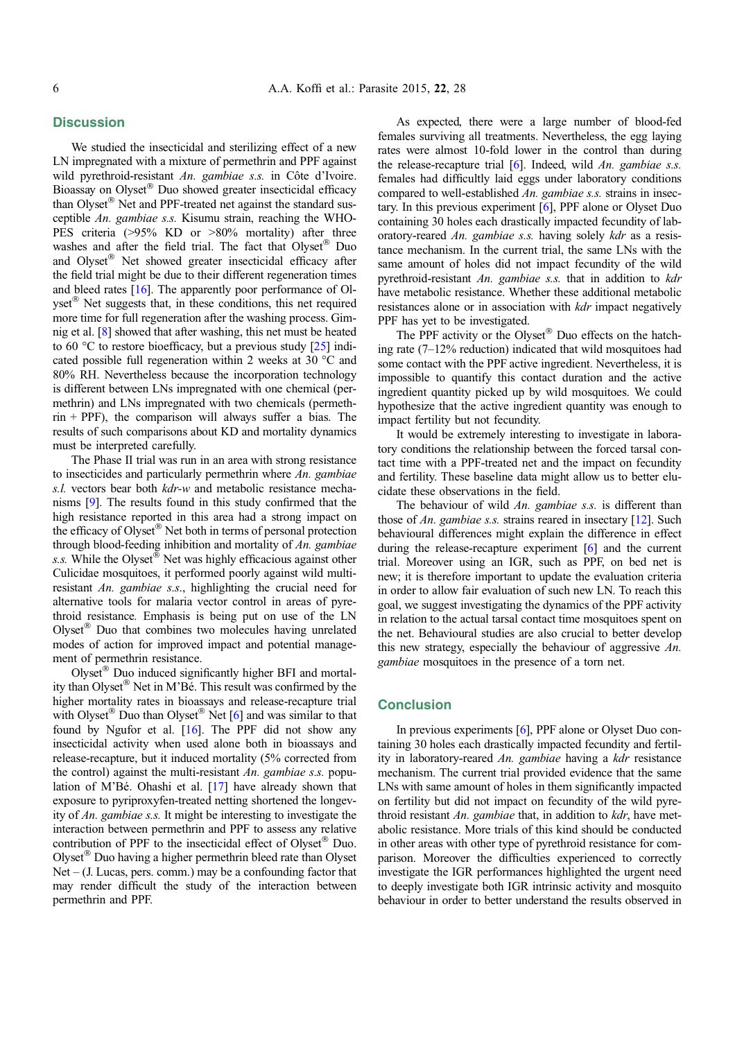## Discussion

We studied the insecticidal and sterilizing effect of a new LN impregnated with a mixture of permethrin and PPF against wild pyrethroid-resistant *An. gambiae s.s.* in Côte d'Ivoire. Bioassay on Olyset® Duo showed greater insecticidal efficacy than Olyset® Net and PPF-treated net against the standard susceptible *An. gambiae s.s.* Kisumu strain, reaching the WHOPES criteria (>95% KD or >80% mortality) after three washes and after the field trial. The fact that Olyset® Duo and Olyset® Net showed greater insecticidal efficacy after the field trial might be due to their different regeneration times and bleed rates [16]. The apparently poor performance of Olyset® Net suggests that, in these conditions, this net required more time for full regeneration after the washing process. Gimnig et al. [8] showed that after washing, this net must be heated to 60 °C to restore bioefficacy, but a previous study [25] indicated possible full regeneration within 2 weeks at 30 °C and 80% RH. Nevertheless because the incorporation technology is different between LNs impregnated with one chemical (permethrin) and LNs impregnated with two chemicals (permethrin + PPF), the comparison will always suffer a bias. The results of such comparisons about KD and mortality dynamics must be interpreted carefully.

The Phase II trial was run in an area with strong resistance to insecticides and particularly permethrin where *An. gambiae s.l.* vectors bear both *kdr-w* and metabolic resistance mechanisms [9]. The results found in this study confirmed that the high resistance reported in this area had a strong impact on the efficacy of Olyset® Net both in terms of personal protection through blood-feeding inhibition and mortality of *An. gambiae s.s.* While the Olyset® Net was highly efficacious against other Culicidae mosquitoes, it performed poorly against wild multi-resistant *An. gambiae s.s.*, highlighting the crucial need for alternative tools for malaria vector control in areas of pyrethroid resistance. Emphasis is being put on use of the LN Olyset® Duo that combines two molecules having unrelated modes of action for improved impact and potential management of permethrin resistance.

Olyset® Duo induced significantly higher BFI and mortality than Olyset® Net in M'Bé. This result was confirmed by the higher mortality rates in bioassays and release-recapture trial with Olyset® Duo than Olyset® Net [6] and was similar to that found by Ngufor et al. [16]. The PPF did not show any insecticidal activity when used alone both in bioassays and release-recapture, but it induced mortality (5% corrected from the control) against the multi-resistant *An. gambiae s.s.* population of M'Bé. Ohashi et al. [17] have already shown that exposure to pyriproxyfen-treated netting shortened the longevity of *An. gambiae s.s.* It might be interesting to investigate the interaction between permethrin and PPF to assess any relative contribution of PPF to the insecticidal effect of Olyset® Duo. Olyset® Duo having a higher permethrin bleed rate than Olyset Net – (J. Lucas, pers. comm.) may be a confounding factor that may render difficult the study of the interaction between permethrin and PPF.

As expected, there were a large number of blood-fed females surviving all treatments. Nevertheless, the egg laying rates were almost 10-fold lower in the control than during the release-recapture trial [6]. Indeed, wild *An. gambiae s.s.* females had difficultly laid eggs under laboratory conditions compared to well-established *An. gambiae s.s.* strains in insectary. In this previous experiment [6], PPF alone or Olyset Duo containing 30 holes each drastically impacted fecundity of laboratory-reared *An. gambiae s.s.* having solely *kdr* as a resistance mechanism. In the current trial, the same LNs with the same amount of holes did not impact fecundity of the wild pyrethroid-resistant *An. gambiae s.s.* that in addition to *kdr* have metabolic resistance. Whether these additional metabolic resistances alone or in association with *kdr* impact negatively PPF has yet to be investigated.

The PPF activity or the Olyset® Duo effects on the hatching rate (7–12% reduction) indicated that wild mosquitoes had some contact with the PPF active ingredient. Nevertheless, it is impossible to quantify this contact duration and the active ingredient quantity picked up by wild mosquitoes. We could hypothesize that the active ingredient quantity was enough to impact fertility but not fecundity.

It would be extremely interesting to investigate in laboratory conditions the relationship between the forced tarsal contact time with a PPF-treated net and the impact on fecundity and fertility. These baseline data might allow us to better elucidate these observations in the field.

The behaviour of wild *An. gambiae s.s.* is different than those of *An. gambiae s.s.* strains reared in insectary [12]. Such behavioural differences might explain the difference in effect during the release-recapture experiment [6] and the current trial. Moreover using an IGR, such as PPF, on bed net is new; it is therefore important to update the evaluation criteria in order to allow fair evaluation of such new LN. To reach this goal, we suggest investigating the dynamics of the PPF activity in relation to the actual tarsal contact time mosquitoes spent on the net. Behavioural studies are also crucial to better develop this new strategy, especially the behaviour of aggressive *An. gambiae* mosquitoes in the presence of a torn net.

## Conclusion

In previous experiments [6], PPF alone or Olyset Duo containing 30 holes each drastically impacted fecundity and fertility in laboratory-reared *An. gambiae* having a *kdr* resistance mechanism. The current trial provided evidence that the same LNs with same amount of holes in them significantly impacted on fertility but did not impact on fecundity of the wild pyrethroid resistant *An. gambiae* that, in addition to *kdr*, have metabolic resistance. More trials of this kind should be conducted in other areas with other type of pyrethroid resistance for comparison. Moreover the difficulties experienced to correctly investigate the IGR performances highlighted the urgent need to deeply investigate both IGR intrinsic activity and mosquito behaviour in order to better understand the results observed in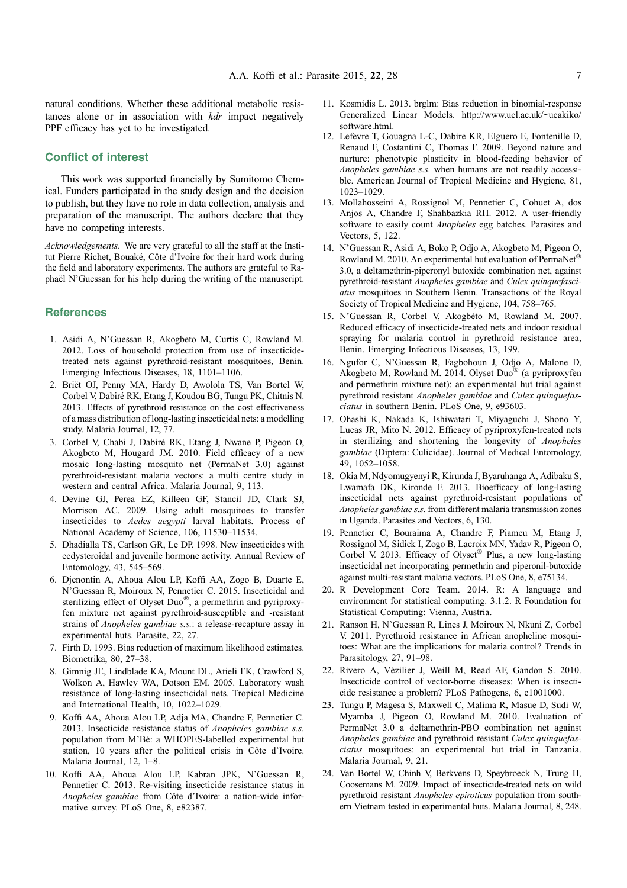natural conditions. Whether these additional metabolic resistances alone or in association with *kdr* impact negatively PPF efficacy has yet to be investigated.

## Conflict of interest

This work was supported financially by Sumitomo Chemical. Funders participated in the study design and the decision to publish, but they have no role in data collection, analysis and preparation of the manuscript. The authors declare that they have no competing interests.

*Acknowledgements.* We are very grateful to all the staff at the Institut Pierre Richet, Bouaké, Côte d'Ivoire for their hard work during the field and laboratory experiments. The authors are grateful to Raphaël N'Guessan for his help during the writing of the manuscript.

## References

1. Asidi A, N'Guessan R, Akogbeto M, Curtis C, Rowland M. 2012. Loss of household protection from use of insecticide-treated nets against pyrethroid-resistant mosquitoes, Benin. Emerging Infectious Diseases, 18, 1101–1106.
2. Briët OJ, Penny MA, Hardy D, Awolola TS, Van Bortel W, Corbel V, Dabiré RK, Etang J, Koudou BG, Tungu PK, Chitnis N. 2013. Effects of pyrethroid resistance on the cost effectiveness of a mass distribution of long-lasting insecticidal nets: a modelling study. Malaria Journal, 12, 77.
3. Corbel V, Chabi J, Dabiré RK, Etang J, Nwane P, Pigeon O, Akogbeto M, Hougard JM. 2010. Field efficacy of a new mosaic long-lasting mosquito net (PermaNet 3.0) against pyrethroid-resistant malaria vectors: a multi centre study in western and central Africa. Malaria Journal, 9, 113.
4. Devine GJ, Perea EZ, Killeen GF, Stancil JD, Clark SJ, Morrison AC. 2009. Using adult mosquitoes to transfer insecticides to *Aedes aegypti* larval habitats. Process of National Academy of Science, 106, 11530–11534.
5. Dhadialla TS, Carlson GR, Le DP. 1998. New insecticides with ecdysteroidal and juvenile hormone activity. Annual Review of Entomology, 43, 545–569.
6. Djenontin A, Ahoua Alou LP, Koffi AA, Zogo B, Duarte E, N'Guessan R, Moiroux N, Pennetier C. 2015. Insecticidal and sterilizing effect of Olyset Duo®, a permethrin and pyriproxyfen mixture net against pyrethroid-susceptible and -resistant strains of *Anopheles gambiae s.s.*: a release-recapture assay in experimental huts. Parasite, 22, 27.
7. Firth D. 1993. Bias reduction of maximum likelihood estimates. Biometrika, 80, 27–38.
8. Gimnig JE, Lindblade KA, Mount DL, Atieli FK, Crawford S, Wolkon A, Hawley WA, Dotson EM. 2005. Laboratory wash resistance of long-lasting insecticidal nets. Tropical Medicine and International Health, 10, 1022–1029.
9. Koffi AA, Ahoua Alou LP, Adja MA, Chandre F, Pennetier C. 2013. Insecticide resistance status of *Anopheles gambiae s.s.* population from M'Bé: a WHOPES-labelled experimental hut station, 10 years after the political crisis in Côte d'Ivoire. Malaria Journal, 12, 1–8.
10. Koffi AA, Ahoua Alou LP, Kabran JPK, N'Guessan R, Pennetier C. 2013. Re-visiting insecticide resistance status in *Anopheles gambiae* from Côte d'Ivoire: a nation-wide informative survey. PLoS One, 8, e82387.
11. Kosmidis L. 2013. brglm: Bias reduction in binomial-response Generalized Linear Models. http://www.ucl.ac.uk/~ucakiko/software.html.
12. Lefevre T, Gouagna L-C, Dabire KR, Elguero E, Fontenille D, Renaud F, Costantini C, Thomas F. 2009. Beyond nature and nurture: phenotypic plasticity in blood-feeding behavior of *Anopheles gambiae s.s.* when humans are not readily accessible. American Journal of Tropical Medicine and Hygiene, 81, 1023–1029.
13. Mollahosseini A, Rossignol M, Pennetier C, Cohuet A, dos Anjos A, Chandre F, Shahbazkia RH. 2012. A user-friendly software to easily count *Anopheles* egg batches. Parasites and Vectors, 5, 122.
14. N'Guessan R, Asidi A, Boko P, Odjo A, Akogbeto M, Pigeon O, Rowland M. 2010. An experimental hut evaluation of PermaNet® 3.0, a deltamethrin-piperonyl butoxide combination net, against pyrethroid-resistant *Anopheles gambiae* and *Culex quinquefasciatus* mosquitoes in Southern Benin. Transactions of the Royal Society of Tropical Medicine and Hygiene, 104, 758–765.
15. N'Guessan R, Corbel V, Akogbéto M, Rowland M. 2007. Reduced efficacy of insecticide-treated nets and indoor residual spraying for malaria control in pyrethroid resistance area, Benin. Emerging Infectious Diseases, 13, 199.
16. Ngufor C, N'Guessan R, Fagbohoun J, Odjo A, Malone D, Akogbeto M, Rowland M. 2014. Olyset Duo® (a pyriproxyfen and permethrin mixture net): an experimental hut trial against pyrethroid resistant *Anopheles gambiae* and *Culex quinquefasciatus* in southern Benin. PLoS One, 9, e93603.
17. Ohashi K, Nakada K, Ishiwatari T, Miyaguchi J, Shono Y, Lucas JR, Mito N. 2012. Efficacy of pyriproxyfen-treated nets in sterilizing and shortening the longevity of *Anopheles gambiae* (Diptera: Culicidae). Journal of Medical Entomology, 49, 1052–1058.
18. Okia M, Ndyomugyenyi R, Kirunda J, Byaruhanga A, Adibaku S, Lwamafa DK, Kironde F. 2013. Bioefficacy of long-lasting insecticidal nets against pyrethroid-resistant populations of *Anopheles gambiae s.s.* from different malaria transmission zones in Uganda. Parasites and Vectors, 6, 130.
19. Pennetier C, Bouraima A, Chandre F, Piameu M, Etang J, Rossignol M, Sidick I, Zogo B, Lacroix MN, Yadav R, Pigeon O, Corbel V. 2013. Efficacy of Olyset® Plus, a new long-lasting insecticidal net incorporating permethrin and piperonil-butoxide against multi-resistant malaria vectors. PLoS One, 8, e75134.
20. R Development Core Team. 2014. R: A language and environment for statistical computing. 3.1.2. R Foundation for Statistical Computing: Vienna, Austria.
21. Ranson H, N'Guessan R, Lines J, Moiroux N, Nkuni Z, Corbel V. 2011. Pyrethroid resistance in African anopheline mosquitoes: What are the implications for malaria control? Trends in Parasitology, 27, 91–98.
22. Rivero A, Vézilier J, Weill M, Read AF, Gandon S. 2010. Insecticide control of vector-borne diseases: When is insecticide resistance a problem? PLoS Pathogens, 6, e1001000.
23. Tungu P, Magesa S, Maxwell C, Malima R, Masue D, Sudi W, Myamba J, Pigeon O, Rowland M. 2010. Evaluation of PermaNet 3.0 a deltamethrin-PBO combination net against *Anopheles gambiae* and pyrethroid resistant *Culex quinquefasciatus* mosquitoes: an experimental hut trial in Tanzania. Malaria Journal, 9, 21.
24. Van Bortel W, Chinh V, Berkvens D, Speybroeck N, Trung H, Coosemans M. 2009. Impact of insecticide-treated nets on wild pyrethroid resistant *Anopheles epiroticus* population from southern Vietnam tested in experimental huts. Malaria Journal, 8, 248.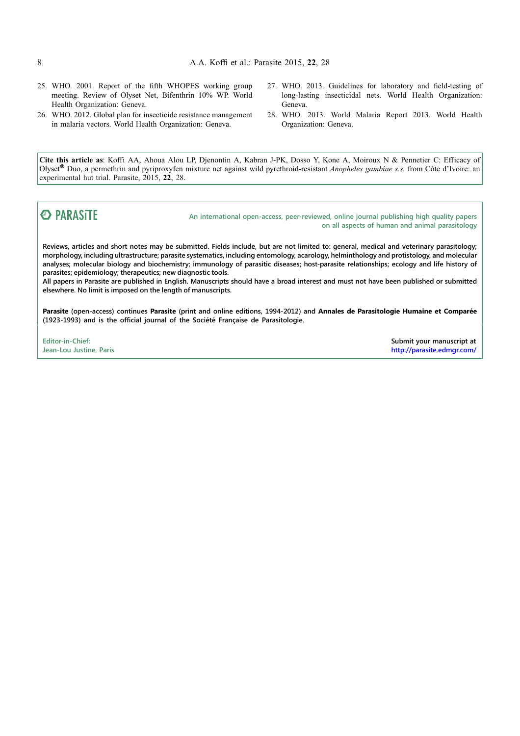25. WHO. 2001. Report of the fifth WHOPES working group meeting. Review of Olyset Net, Bifenthrin 10% WP. World Health Organization: Geneva.
26. WHO. 2012. Global plan for insecticide resistance management in malaria vectors. World Health Organization: Geneva.
27. WHO. 2013. Guidelines for laboratory and field-testing of long-lasting insecticidal nets. World Health Organization: Geneva.
28. WHO. 2013. World Malaria Report 2013. World Health Organization: Geneva.

**Cite this article as**: Koffi AA, Ahoua Alou LP, Djenontin A, Kabran J-PK, Dosso Y, Kone A, Moiroux N & Pennetier C: Efficacy of Olyset® Duo, a permethrin and pyriproxyfen mixture net against wild pyrethroid-resistant *Anopheles gambiae s.s.* from Côte d'Ivoire: an experimental hut trial. Parasite, 2015, **22**, 28.

**PARASITE**

An international open-access, peer-reviewed, online journal publishing high quality papers on all aspects of human and animal parasitology

**Reviews, articles and short notes may be submitted. Fields include, but are not limited to: general, medical and veterinary parasitology; morphology, including ultrastructure; parasite systematics, including entomology, acarology, helminthology and protistology, and molecular analyses; molecular biology and biochemistry; immunology of parasitic diseases; host-parasite relationships; ecology and life history of parasites; epidemiology; therapeutics; new diagnostic tools.**
**All papers in Parasite are published in English. Manuscripts should have a broad interest and must not have been published or submitted elsewhere. No limit is imposed on the length of manuscripts.**

**Parasite** (open-access) continues **Parasite** (print and online editions, 1994-2012) and **Annales de Parasitologie Humaine et Comparée** (1923-1993) and is the official journal of the Société Française de Parasitologie.

Editor-in-Chief:
Jean-Lou Justine, Paris

Submit your manuscript at
http://parasite.edmgr.com/